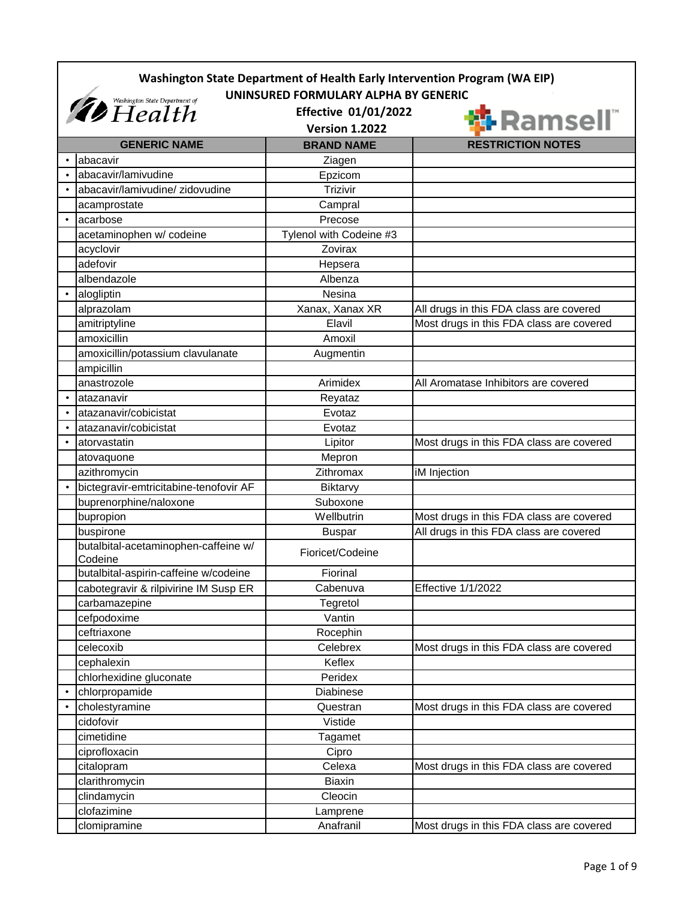# Washington State Department of Health Early Intervention Program (WA EIP)

## UNINSURED FORMULARY ALPHA BY GENERIC

**Effective 01/01/2022**

**Version 1.2022**

| | GENERIC NAME | BRAND NAME | RESTRICTION NOTES |
|---|---|---|---|
| • | abacavir | Ziagen | |
| • | abacavir/lamivudine | Epzicom | |
| • | abacavir/lamivudine/ zidovudine | Trizivir | |
| | acamprostate | Campral | |
| • | acarbose | Precose | |
| | acetaminophen w/ codeine | Tylenol with Codeine #3 | |
| | acyclovir | Zovirax | |
| | adefovir | Hepsera | |
| | albendazole | Albenza | |
| • | alogliptin | Nesina | |
| | alprazolam | Xanax, Xanax XR | All drugs in this FDA class are covered |
| | amitriptyline | Elavil | Most drugs in this FDA class are covered |
| | amoxicillin | Amoxil | |
| | amoxicillin/potassium clavulanate | Augmentin | |
| | ampicillin | | |
| | anastrozole | Arimidex | All Aromatase Inhibitors are covered |
| • | atazanavir | Reyataz | |
| • | atazanavir/cobicistat | Evotaz | |
| • | atazanavir/cobicistat | Evotaz | |
| • | atorvastatin | Lipitor | Most drugs in this FDA class are covered |
| | atovaquone | Mepron | |
| | azithromycin | Zithromax | iM Injection |
| • | bictegravir-emtricitabine-tenofovir AF | Biktarvy | |
| | buprenorphine/naloxone | Suboxone | |
| | bupropion | Wellbutrin | Most drugs in this FDA class are covered |
| | buspirone | Buspar | All drugs in this FDA class are covered |
| | butalbital-acetaminophen-caffeine w/ Codeine | Fioricet/Codeine | |
| | butalbital-aspirin-caffeine w/codeine | Fiorinal | |
| | cabotegravir & rilpivirine IM Susp ER | Cabenuva | Effective 1/1/2022 |
| | carbamazepine | Tegretol | |
| | cefpodoxime | Vantin | |
| | ceftriaxone | Rocephin | |
| | celecoxib | Celebrex | Most drugs in this FDA class are covered |
| | cephalexin | Keflex | |
| | chlorhexidine gluconate | Peridex | |
| • | chlorpropamide | Diabinese | |
| • | cholestyramine | Questran | Most drugs in this FDA class are covered |
| | cidofovir | Vistide | |
| | cimetidine | Tagamet | |
| | ciprofloxacin | Cipro | |
| | citalopram | Celexa | Most drugs in this FDA class are covered |
| | clarithromycin | Biaxin | |
| | clindamycin | Cleocin | |
| | clofazimine | Lamprene | |
| | clomipramine | Anafranil | Most drugs in this FDA class are covered |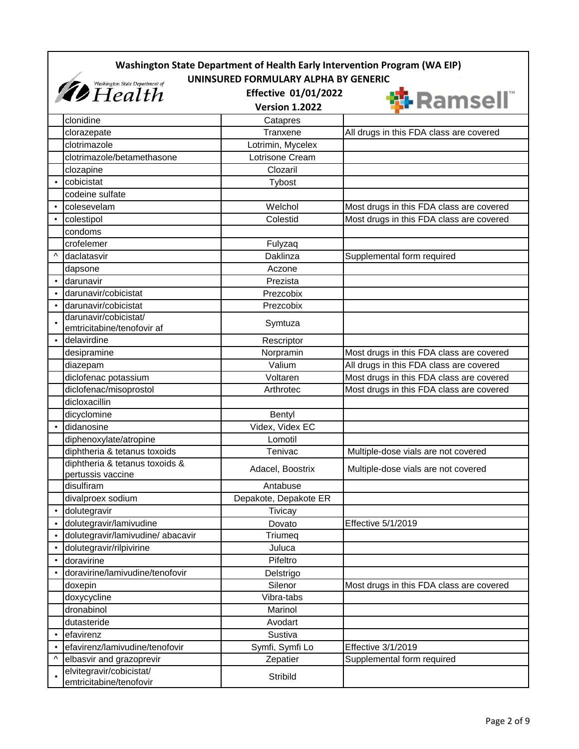**Washington State Department of Health Early Intervention Program (WA EIP)**
**UNINSURED FORMULARY ALPHA BY GENERIC**
**Effective 01/01/2022**
**Version 1.2022**

| | Generic | Brand | Notes |
|---|---|---|---|
| | clonidine | Catapres | |
| | clorazepate | Tranxene | All drugs in this FDA class are covered |
| | clotrimazole | Lotrimin, Mycelex | |
| | clotrimazole/betamethasone | Lotrisone Cream | |
| | clozapine | Clozaril | |
| • | cobicistat | Tybost | |
| | codeine sulfate | | |
| • | colesevelam | Welchol | Most drugs in this FDA class are covered |
| • | colestipol | Colestid | Most drugs in this FDA class are covered |
| | condoms | | |
| | crofelemer | Fulyzaq | |
| ^ | daclatasvir | Daklinza | Supplemental form required |
| | dapsone | Aczone | |
| • | darunavir | Prezista | |
| • | darunavir/cobicistat | Prezcobix | |
| • | darunavir/cobicistat | Prezcobix | |
| • | darunavir/cobicistat/ emtricitabine/tenofovir af | Symtuza | |
| • | delavirdine | Rescriptor | |
| | desipramine | Norpramin | Most drugs in this FDA class are covered |
| | diazepam | Valium | All drugs in this FDA class are covered |
| | diclofenac potassium | Voltaren | Most drugs in this FDA class are covered |
| | diclofenac/misoprostol | Arthrotec | Most drugs in this FDA class are covered |
| | dicloxacillin | | |
| | dicyclomine | Bentyl | |
| • | didanosine | Videx, Videx EC | |
| | diphenoxylate/atropine | Lomotil | |
| | diphtheria & tetanus toxoids | Tenivac | Multiple-dose vials are not covered |
| | diphtheria & tetanus toxoids & pertussis vaccine | Adacel, Boostrix | Multiple-dose vials are not covered |
| | disulfiram | Antabuse | |
| | divalproex sodium | Depakote, Depakote ER | |
| • | dolutegravir | Tivicay | |
| • | dolutegravir/lamivudine | Dovato | Effective 5/1/2019 |
| • | dolutegravir/lamivudine/ abacavir | Triumeq | |
| • | dolutegravir/rilpivirine | Juluca | |
| • | doravirine | Pifeltro | |
| • | doravirine/lamivudine/tenofovir | Delstrigo | |
| | doxepin | Silenor | Most drugs in this FDA class are covered |
| | doxycycline | Vibra-tabs | |
| | dronabinol | Marinol | |
| | dutasteride | Avodart | |
| • | efavirenz | Sustiva | |
| • | efavirenz/lamivudine/tenofovir | Symfi, Symfi Lo | Effective 3/1/2019 |
| ^ | elbasvir and grazoprevir | Zepatier | Supplemental form required |
| • | elvitegravir/cobicistat/ emtricitabine/tenofovir | Stribild | |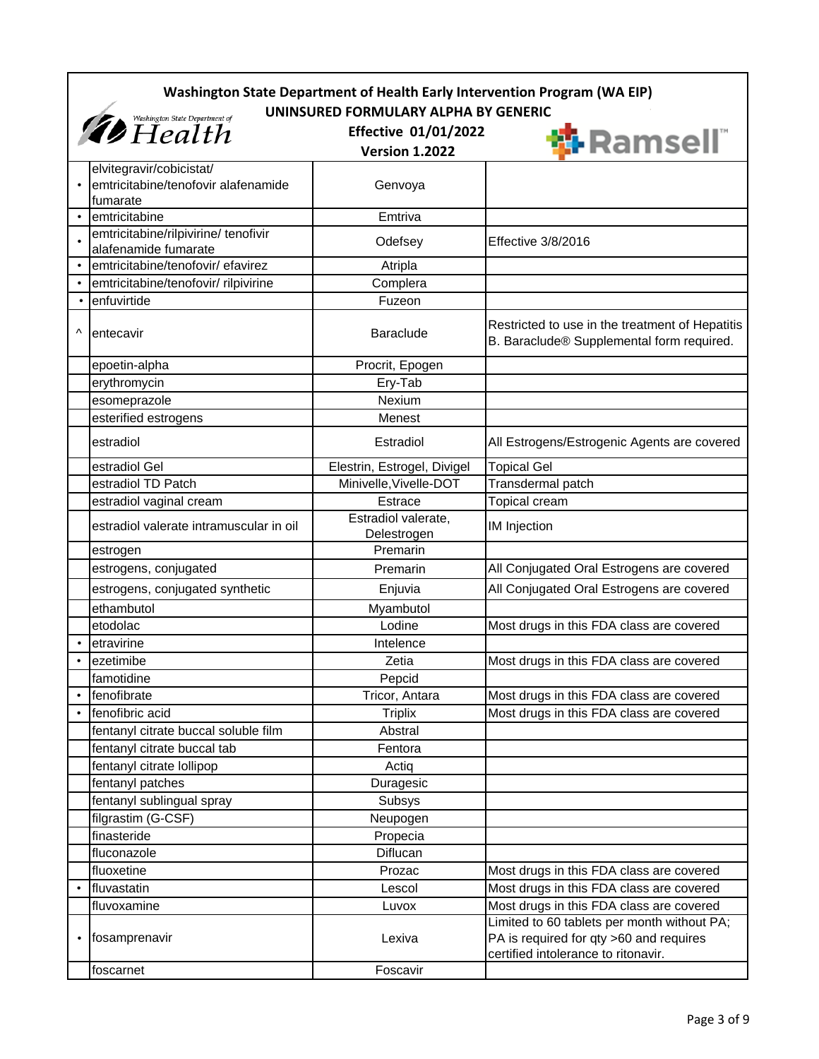**Washington State Department of Health Early Intervention Program (WA EIP)**
**UNINSURED FORMULARY ALPHA BY GENERIC**
**Effective 01/01/2022**
**Version 1.2022**

| | | | |
|---|---|---|---|
| • | elvitegravir/cobicistat/ emtricitabine/tenofovir alafenamide fumarate | Genvoya | |
| • | emtricitabine | Emtriva | |
| • | emtricitabine/rilpivirine/ tenofivir alafenamide fumarate | Odefsey | Effective 3/8/2016 |
| • | emtricitabine/tenofovir/ efavirez | Atripla | |
| • | emtricitabine/tenofovir/ rilpivirine | Complera | |
| • | enfuvirtide | Fuzeon | |
| ^ | entecavir | Baraclude | Restricted to use in the treatment of Hepatitis B. Baraclude® Supplemental form required. |
| | epoetin-alpha | Procrit, Epogen | |
| | erythromycin | Ery-Tab | |
| | esomeprazole | Nexium | |
| | esterified estrogens | Menest | |
| | estradiol | Estradiol | All Estrogens/Estrogenic Agents are covered |
| | estradiol Gel | Elestrin, Estrogel, Divigel | Topical Gel |
| | estradiol TD Patch | Minivelle,Vivelle-DOT | Transdermal patch |
| | estradiol vaginal cream | Estrace | Topical cream |
| | estradiol valerate intramuscular in oil | Estradiol valerate, Delestrogen | IM Injection |
| | estrogen | Premarin | |
| | estrogens, conjugated | Premarin | All Conjugated Oral Estrogens are covered |
| | estrogens, conjugated synthetic | Enjuvia | All Conjugated Oral Estrogens are covered |
| | ethambutol | Myambutol | |
| | etodolac | Lodine | Most drugs in this FDA class are covered |
| • | etravirine | Intelence | |
| • | ezetimibe | Zetia | Most drugs in this FDA class are covered |
| | famotidine | Pepcid | |
| • | fenofibrate | Tricor, Antara | Most drugs in this FDA class are covered |
| • | fenofibric acid | Triplix | Most drugs in this FDA class are covered |
| | fentanyl citrate buccal soluble film | Abstral | |
| | fentanyl citrate buccal tab | Fentora | |
| | fentanyl citrate lollipop | Actiq | |
| | fentanyl patches | Duragesic | |
| | fentanyl sublingual spray | Subsys | |
| | filgrastim (G-CSF) | Neupogen | |
| | finasteride | Propecia | |
| | fluconazole | Diflucan | |
| | fluoxetine | Prozac | Most drugs in this FDA class are covered |
| • | fluvastatin | Lescol | Most drugs in this FDA class are covered |
| | fluvoxamine | Luvox | Most drugs in this FDA class are covered |
| • | fosamprenavir | Lexiva | Limited to 60 tablets per month without PA; PA is required for qty >60 and requires certified intolerance to ritonavir. |
| | foscarnet | Foscavir | |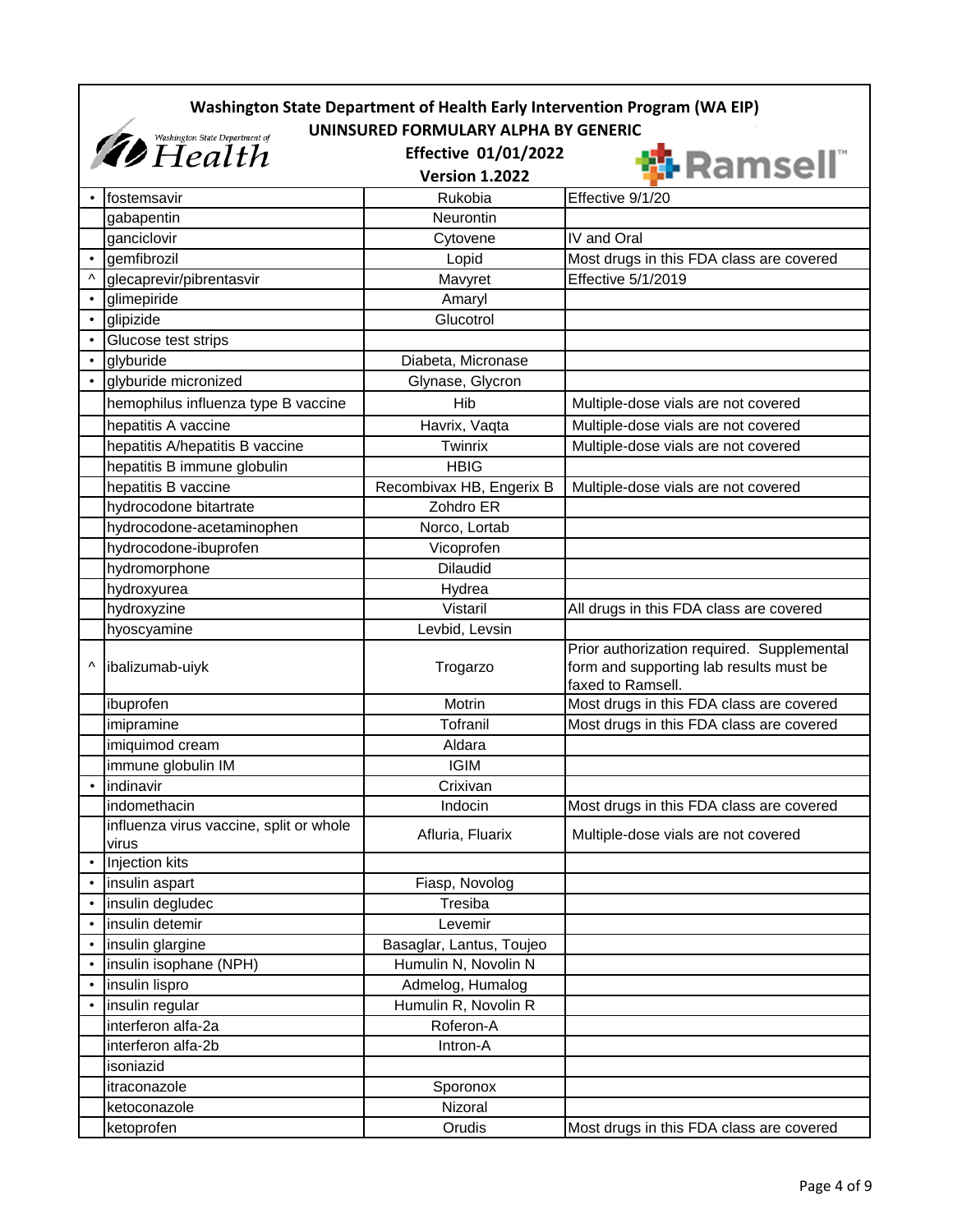# Washington State Department of Health Early Intervention Program (WA EIP)

## UNINSURED FORMULARY ALPHA BY GENERIC

**Effective 01/01/2022**

**Version 1.2022**

| | Generic | Brand | Notes |
|---|---|---|---|
| • | fostemsavir | Rukobia | Effective 9/1/20 |
| | gabapentin | Neurontin | |
| | ganciclovir | Cytovene | IV and Oral |
| • | gemfibrozil | Lopid | Most drugs in this FDA class are covered |
| ^ | glecaprevir/pibrentasvir | Mavyret | Effective 5/1/2019 |
| • | glimepiride | Amaryl | |
| • | glipizide | Glucotrol | |
| • | Glucose test strips | | |
| • | glyburide | Diabeta, Micronase | |
| • | glyburide micronized | Glynase, Glycron | |
| | hemophilus influenza type B vaccine | Hib | Multiple-dose vials are not covered |
| | hepatitis A vaccine | Havrix, Vaqta | Multiple-dose vials are not covered |
| | hepatitis A/hepatitis B vaccine | Twinrix | Multiple-dose vials are not covered |
| | hepatitis B immune globulin | HBIG | |
| | hepatitis B vaccine | Recombivax HB, Engerix B | Multiple-dose vials are not covered |
| | hydrocodone bitartrate | Zohdro ER | |
| | hydrocodone-acetaminophen | Norco, Lortab | |
| | hydrocodone-ibuprofen | Vicoprofen | |
| | hydromorphone | Dilaudid | |
| | hydroxyurea | Hydrea | |
| | hydroxyzine | Vistaril | All drugs in this FDA class are covered |
| | hyoscyamine | Levbid, Levsin | |
| ^ | ibalizumab-uiyk | Trogarzo | Prior authorization required. Supplemental form and supporting lab results must be faxed to Ramsell. |
| | ibuprofen | Motrin | Most drugs in this FDA class are covered |
| | imipramine | Tofranil | Most drugs in this FDA class are covered |
| | imiquimod cream | Aldara | |
| | immune globulin IM | IGIM | |
| • | indinavir | Crixivan | |
| | indomethacin | Indocin | Most drugs in this FDA class are covered |
| | influenza virus vaccine, split or whole virus | Afluria, Fluarix | Multiple-dose vials are not covered |
| • | Injection kits | | |
| • | insulin aspart | Fiasp, Novolog | |
| • | insulin degludec | Tresiba | |
| • | insulin detemir | Levemir | |
| • | insulin glargine | Basaglar, Lantus, Toujeo | |
| • | insulin isophane (NPH) | Humulin N, Novolin N | |
| • | insulin lispro | Admelog, Humalog | |
| • | insulin regular | Humulin R, Novolin R | |
| | interferon alfa-2a | Roferon-A | |
| | interferon alfa-2b | Intron-A | |
| | isoniazid | | |
| | itraconazole | Sporonox | |
| | ketoconazole | Nizoral | |
| | ketoprofen | Orudis | Most drugs in this FDA class are covered |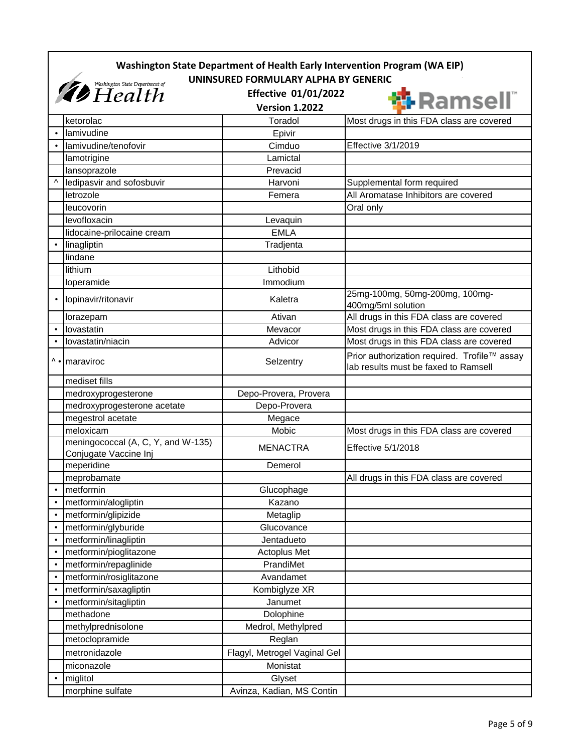# Washington State Department of Health Early Intervention Program (WA EIP)

## UNINSURED FORMULARY ALPHA BY GENERIC

**Effective 01/01/2022**

**Version 1.2022**

| | Generic | Brand | Notes |
|---|---|---|---|
| | ketorolac | Toradol | Most drugs in this FDA class are covered |
| • | lamivudine | Epivir | |
| • | lamivudine/tenofovir | Cimduo | Effective 3/1/2019 |
| | lamotrigine | Lamictal | |
| | lansoprazole | Prevacid | |
| ^ | ledipasvir and sofosbuvir | Harvoni | Supplemental form required |
| | letrozole | Femera | All Aromatase Inhibitors are covered |
| | leucovorin | | Oral only |
| | levofloxacin | Levaquin | |
| | lidocaine-prilocaine cream | EMLA | |
| • | linagliptin | Tradjenta | |
| | lindane | | |
| | lithium | Lithobid | |
| | loperamide | Immodium | |
| • | lopinavir/ritonavir | Kaletra | 25mg-100mg, 50mg-200mg, 100mg-400mg/5ml solution |
| | lorazepam | Ativan | All drugs in this FDA class are covered |
| • | lovastatin | Mevacor | Most drugs in this FDA class are covered |
| • | lovastatin/niacin | Advicor | Most drugs in this FDA class are covered |
| ^ • | maraviroc | Selzentry | Prior authorization required. Trofile™ assay lab results must be faxed to Ramsell |
| | mediset fills | | |
| | medroxyprogesterone | Depo-Provera, Provera | |
| | medroxyprogesterone acetate | Depo-Provera | |
| | megestrol acetate | Megace | |
| | meloxicam | Mobic | Most drugs in this FDA class are covered |
| | meningococcal (A, C, Y, and W-135) Conjugate Vaccine Inj | MENACTRA | Effective 5/1/2018 |
| | meperidine | Demerol | |
| | meprobamate | | All drugs in this FDA class are covered |
| • | metformin | Glucophage | |
| • | metformin/alogliptin | Kazano | |
| • | metformin/glipizide | Metaglip | |
| • | metformin/glyburide | Glucovance | |
| • | metformin/linagliptin | Jentadueto | |
| • | metformin/pioglitazone | Actoplus Met | |
| • | metformin/repaglinide | PrandiMet | |
| • | metformin/rosiglitazone | Avandamet | |
| • | metformin/saxagliptin | Kombiglyze XR | |
| • | metformin/sitagliptin | Janumet | |
| | methadone | Dolophine | |
| | methylprednisolone | Medrol, Methylpred | |
| | metoclopramide | Reglan | |
| | metronidazole | Flagyl, Metrogel Vaginal Gel | |
| | miconazole | Monistat | |
| • | miglitol | Glyset | |
| | morphine sulfate | Avinza, Kadian, MS Contin | |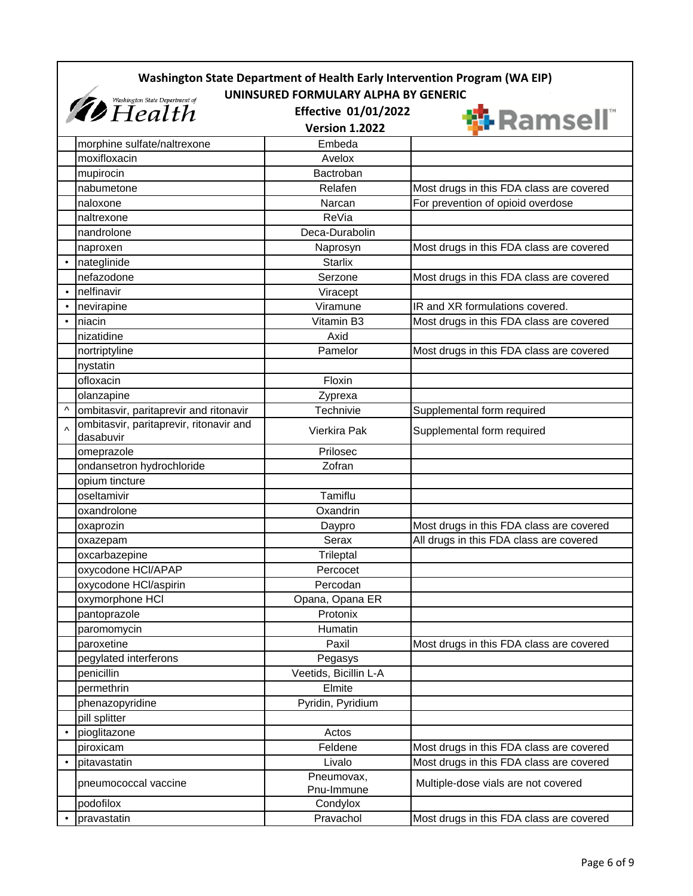# Washington State Department of Health Early Intervention Program (WA EIP)

## UNINSURED FORMULARY ALPHA BY GENERIC

**Effective 01/01/2022**

**Version 1.2022**

| | Generic | Brand | Notes |
|---|---|---|---|
| | morphine sulfate/naltrexone | Embeda | |
| | moxifloxacin | Avelox | |
| | mupirocin | Bactroban | |
| | nabumetone | Relafen | Most drugs in this FDA class are covered |
| | naloxone | Narcan | For prevention of opioid overdose |
| | naltrexone | ReVia | |
| | nandrolone | Deca-Durabolin | |
| | naproxen | Naprosyn | Most drugs in this FDA class are covered |
| • | nateglinide | Starlix | |
| | nefazodone | Serzone | Most drugs in this FDA class are covered |
| • | nelfinavir | Viracept | |
| • | nevirapine | Viramune | IR and XR formulations covered. |
| • | niacin | Vitamin B3 | Most drugs in this FDA class are covered |
| | nizatidine | Axid | |
| | nortriptyline | Pamelor | Most drugs in this FDA class are covered |
| | nystatin | | |
| | ofloxacin | Floxin | |
| | olanzapine | Zyprexa | |
| ^ | ombitasvir, paritaprevir and ritonavir | Technivie | Supplemental form required |
| ^ | ombitasvir, paritaprevir, ritonavir and dasabuvir | Vierkira Pak | Supplemental form required |
| | omeprazole | Prilosec | |
| | ondansetron hydrochloride | Zofran | |
| | opium tincture | | |
| | oseltamivir | Tamiflu | |
| | oxandrolone | Oxandrin | |
| | oxaprozin | Daypro | Most drugs in this FDA class are covered |
| | oxazepam | Serax | All drugs in this FDA class are covered |
| | oxcarbazepine | Trileptal | |
| | oxycodone HCl/APAP | Percocet | |
| | oxycodone HCl/aspirin | Percodan | |
| | oxymorphone HCl | Opana, Opana ER | |
| | pantoprazole | Protonix | |
| | paromomycin | Humatin | |
| | paroxetine | Paxil | Most drugs in this FDA class are covered |
| | pegylated interferons | Pegasys | |
| | penicillin | Veetids, Bicillin L-A | |
| | permethrin | Elmite | |
| | phenazopyridine | Pyridin, Pyridium | |
| | pill splitter | | |
| • | pioglitazone | Actos | |
| | piroxicam | Feldene | Most drugs in this FDA class are covered |
| • | pitavastatin | Livalo | Most drugs in this FDA class are covered |
| | pneumococcal vaccine | Pneumovax, Pnu-Immune | Multiple-dose vials are not covered |
| | podofilox | Condylox | |
| • | pravastatin | Pravachol | Most drugs in this FDA class are covered |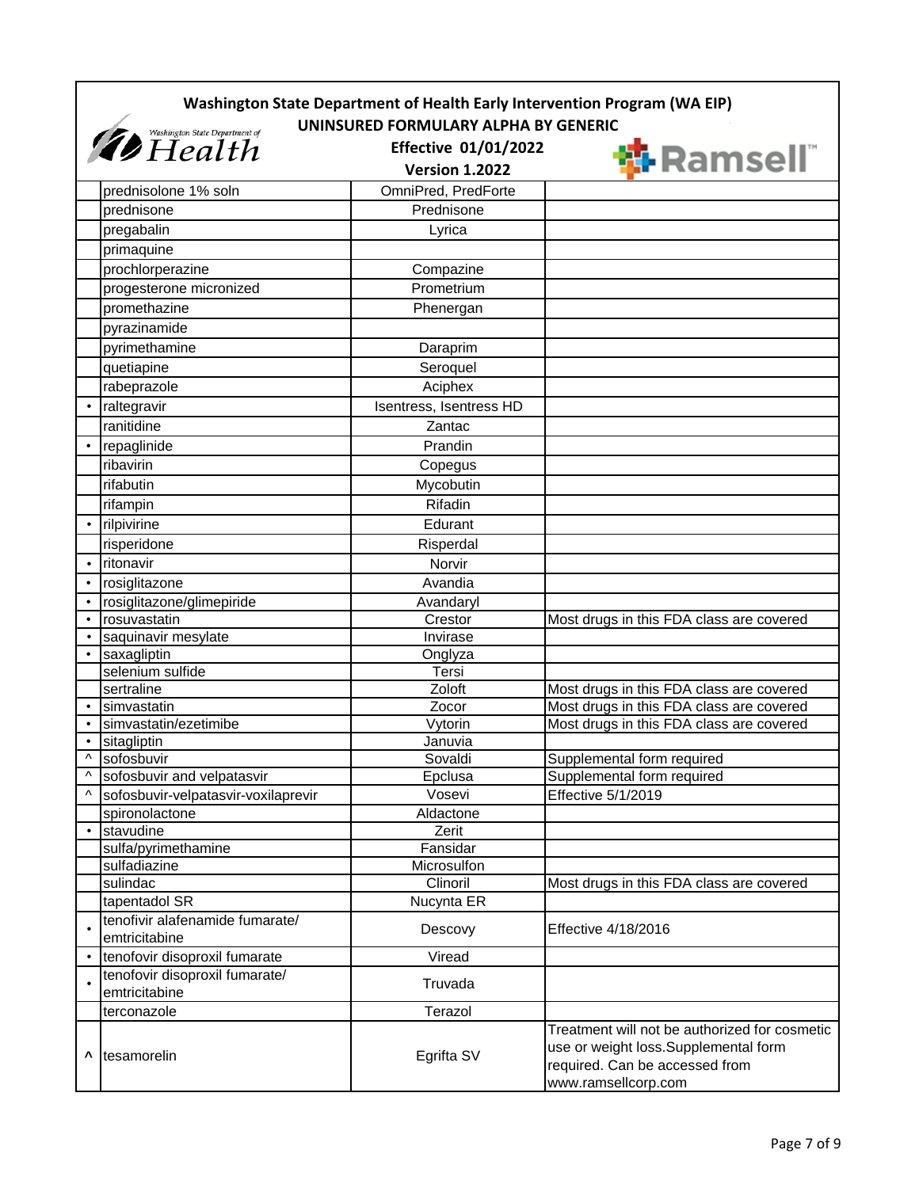**Washington State Department of Health Early Intervention Program (WA EIP)**

**UNINSURED FORMULARY ALPHA BY GENERIC**

**Effective 01/01/2022**

**Version 1.2022**

| | Generic | Brand | Notes |
|---|---|---|---|
| | prednisolone 1% soln | OmniPred, PredForte | |
| | prednisone | Prednisone | |
| | pregabalin | Lyrica | |
| | primaquine | | |
| | prochlorperazine | Compazine | |
| | progesterone micronized | Prometrium | |
| | promethazine | Phenergan | |
| | pyrazinamide | | |
| | pyrimethamine | Daraprim | |
| | quetiapine | Seroquel | |
| | rabeprazole | Aciphex | |
| • | raltegravir | Isentress, Isentress HD | |
| | ranitidine | Zantac | |
| • | repaglinide | Prandin | |
| | ribavirin | Copegus | |
| | rifabutin | Mycobutin | |
| | rifampin | Rifadin | |
| • | rilpivirine | Edurant | |
| | risperidone | Risperdal | |
| • | ritonavir | Norvir | |
| • | rosiglitazone | Avandia | |
| • | rosiglitazone/glimepiride | Avandaryl | |
| • | rosuvastatin | Crestor | Most drugs in this FDA class are covered |
| • | saquinavir mesylate | Invirase | |
| • | saxagliptin | Onglyza | |
| | selenium sulfide | Tersi | |
| | sertraline | Zoloft | Most drugs in this FDA class are covered |
| • | simvastatin | Zocor | Most drugs in this FDA class are covered |
| • | simvastatin/ezetimibe | Vytorin | Most drugs in this FDA class are covered |
| • | sitagliptin | Januvia | |
| ^ | sofosbuvir | Sovaldi | Supplemental form required |
| ^ | sofosbuvir and velpatasvir | Epclusa | Supplemental form required |
| ^ | sofosbuvir-velpatasvir-voxilaprevir | Vosevi | Effective 5/1/2019 |
| | spironolactone | Aldactone | |
| • | stavudine | Zerit | |
| | sulfa/pyrimethamine | Fansidar | |
| | sulfadiazine | Microsulfon | |
| | sulindac | Clinoril | Most drugs in this FDA class are covered |
| | tapentadol SR | Nucynta ER | |
| • | tenofivir alafenamide fumarate/ emtricitabine | Descovy | Effective 4/18/2016 |
| • | tenofovir disoproxil fumarate | Viread | |
| • | tenofovir disoproxil fumarate/ emtricitabine | Truvada | |
| | terconazole | Terazol | |
| ^ | tesamorelin | Egrifta SV | Treatment will not be authorized for cosmetic use or weight loss.Supplemental form required. Can be accessed from www.ramsellcorp.com |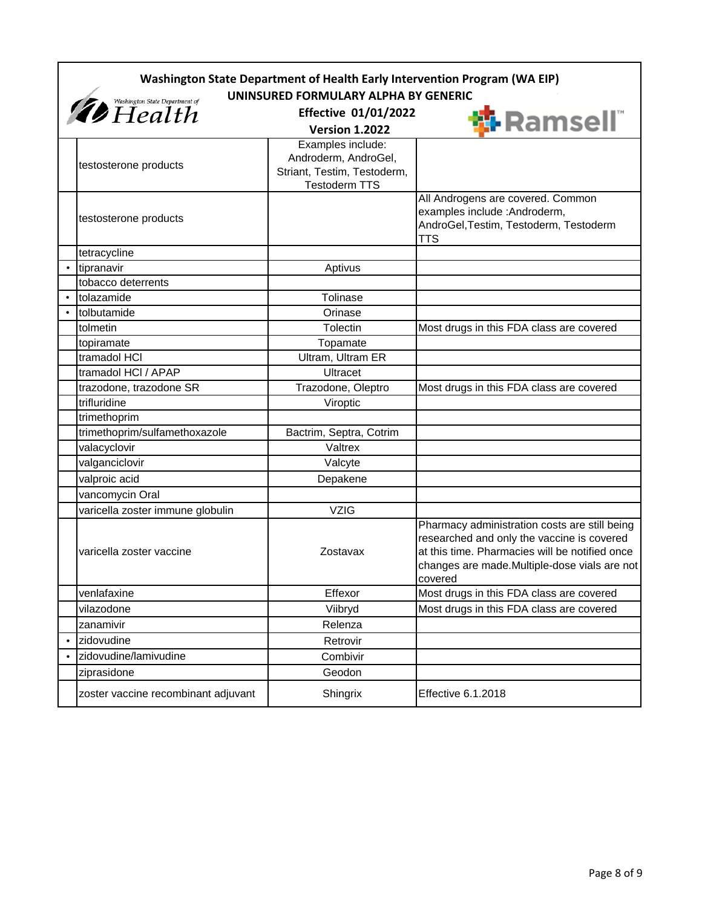# Washington State Department of Health Early Intervention Program (WA EIP)

## UNINSURED FORMULARY ALPHA BY GENERIC

**Effective 01/01/2022**

**Version 1.2022**

| | Generic | Brand | Notes |
|---|---|---|---|
| | testosterone products | Examples include: Androderm, AndroGel, Striant, Testim, Testoderm, Testoderm TTS | |
| | testosterone products | | All Androgens are covered. Common examples include :Androderm, AndroGel,Testim, Testoderm, Testoderm TTS |
| | tetracycline | | |
| • | tipranavir | Aptivus | |
| | tobacco deterrents | | |
| • | tolazamide | Tolinase | |
| • | tolbutamide | Orinase | |
| | tolmetin | Tolectin | Most drugs in this FDA class are covered |
| | topiramate | Topamate | |
| | tramadol HCl | Ultram, Ultram ER | |
| | tramadol HCl / APAP | Ultracet | |
| | trazodone, trazodone SR | Trazodone, Oleptro | Most drugs in this FDA class are covered |
| | trifluridine | Viroptic | |
| | trimethoprim | | |
| | trimethoprim/sulfamethoxazole | Bactrim, Septra, Cotrim | |
| | valacyclovir | Valtrex | |
| | valganciclovir | Valcyte | |
| | valproic acid | Depakene | |
| | vancomycin Oral | | |
| | varicella zoster immune globulin | VZIG | |
| | varicella zoster vaccine | Zostavax | Pharmacy administration costs are still being researched and only the vaccine is covered at this time. Pharmacies will be notified once changes are made.Multiple-dose vials are not covered |
| | venlafaxine | Effexor | Most drugs in this FDA class are covered |
| | vilazodone | Viibryd | Most drugs in this FDA class are covered |
| | zanamivir | Relenza | |
| • | zidovudine | Retrovir | |
| • | zidovudine/lamivudine | Combivir | |
| | ziprasidone | Geodon | |
| | zoster vaccine recombinant adjuvant | Shingrix | Effective 6.1.2018 |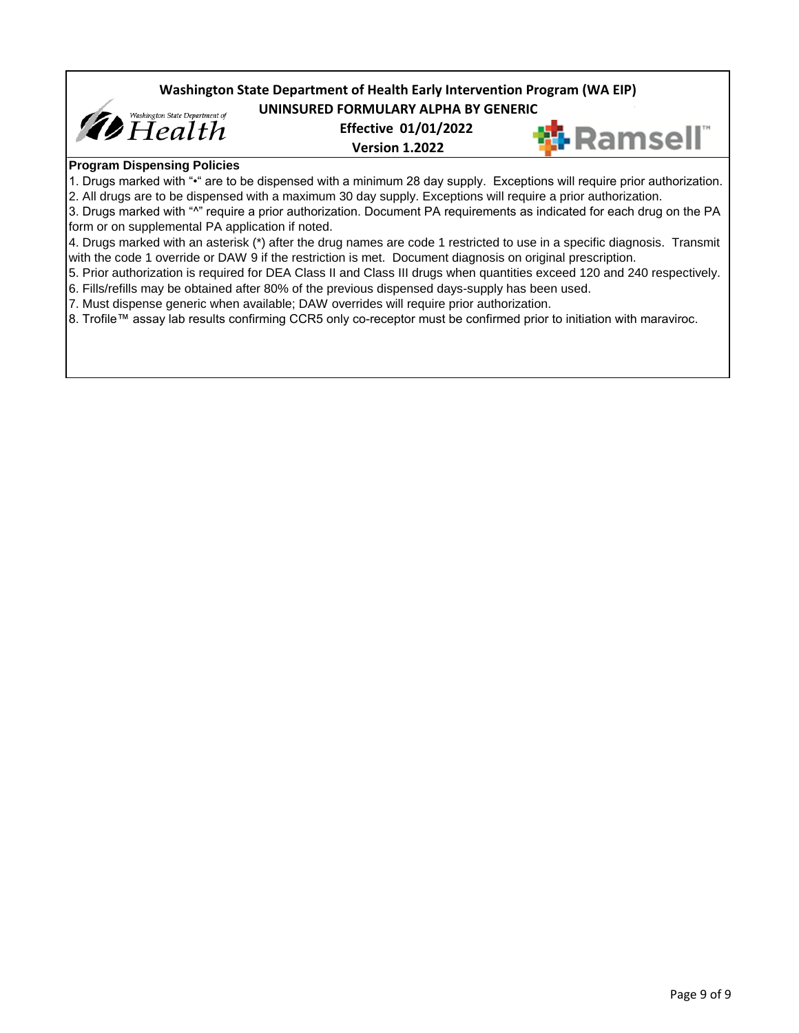**Washington State Department of Health Early Intervention Program (WA EIP)**

**UNINSURED FORMULARY ALPHA BY GENERIC**

**Effective 01/01/2022**

**Version 1.2022**

**Program Dispensing Policies**

1. Drugs marked with "•" are to be dispensed with a minimum 28 day supply. Exceptions will require prior authorization.
2. All drugs are to be dispensed with a maximum 30 day supply. Exceptions will require a prior authorization.
3. Drugs marked with "^" require a prior authorization. Document PA requirements as indicated for each drug on the PA form or on supplemental PA application if noted.
4. Drugs marked with an asterisk (*) after the drug names are code 1 restricted to use in a specific diagnosis. Transmit with the code 1 override or DAW 9 if the restriction is met. Document diagnosis on original prescription.
5. Prior authorization is required for DEA Class II and Class III drugs when quantities exceed 120 and 240 respectively.
6. Fills/refills may be obtained after 80% of the previous dispensed days-supply has been used.
7. Must dispense generic when available; DAW overrides will require prior authorization.
8. Trofile™ assay lab results confirming CCR5 only co-receptor must be confirmed prior to initiation with maraviroc.